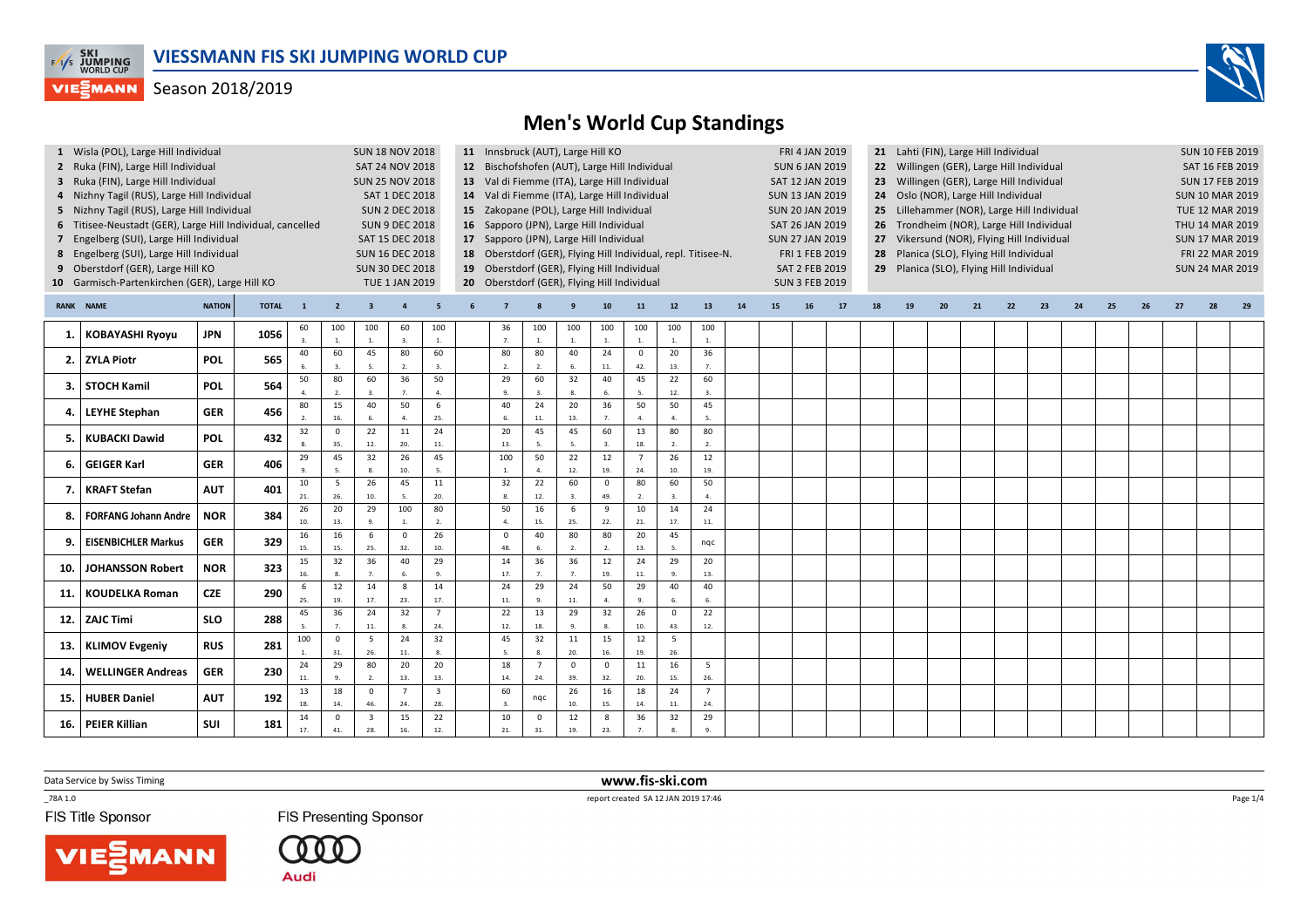# VIESSMANN FIS SKI JUMPING WORLD CUP

Season 2018/2019

## Men's World Cup Standings

| | | |
|---|---|---|
| 1 | Wisla (POL), Large Hill Individual | SUN 18 NOV 2018 |
| 2 | Ruka (FIN), Large Hill Individual | SAT 24 NOV 2018 |
| 3 | Ruka (FIN), Large Hill Individual | SUN 25 NOV 2018 |
| 4 | Nizhny Tagil (RUS), Large Hill Individual | SAT 1 DEC 2018 |
| 5 | Nizhny Tagil (RUS), Large Hill Individual | SUN 2 DEC 2018 |
| 6 | Titisee-Neustadt (GER), Large Hill Individual, cancelled | SUN 9 DEC 2018 |
| 7 | Engelberg (SUI), Large Hill Individual | SAT 15 DEC 2018 |
| 8 | Engelberg (SUI), Large Hill Individual | SUN 16 DEC 2018 |
| 9 | Oberstdorf (GER), Large Hill KO | SUN 30 DEC 2018 |
| 10 | Garmisch-Partenkirchen (GER), Large Hill KO | TUE 1 JAN 2019 |
| 11 | Innsbruck (AUT), Large Hill KO | FRI 4 JAN 2019 |
| 12 | Bischofshofen (AUT), Large Hill Individual | SUN 6 JAN 2019 |
| 13 | Val di Fiemme (ITA), Large Hill Individual | SAT 12 JAN 2019 |
| 14 | Val di Fiemme (ITA), Large Hill Individual | SUN 13 JAN 2019 |
| 15 | Zakopane (POL), Large Hill Individual | SUN 20 JAN 2019 |
| 16 | Sapporo (JPN), Large Hill Individual | SAT 26 JAN 2019 |
| 17 | Sapporo (JPN), Large Hill Individual | SUN 27 JAN 2019 |
| 18 | Oberstdorf (GER), Flying Hill Individual, repl. Titisee-N. | FRI 1 FEB 2019 |
| 19 | Oberstdorf (GER), Flying Hill Individual | SAT 2 FEB 2019 |
| 20 | Oberstdorf (GER), Flying Hill Individual | SUN 3 FEB 2019 |
| 21 | Lahti (FIN), Large Hill Individual | SUN 10 FEB 2019 |
| 22 | Willingen (GER), Large Hill Individual | SAT 16 FEB 2019 |
| 23 | Willingen (GER), Large Hill Individual | SUN 17 FEB 2019 |
| 24 | Oslo (NOR), Large Hill Individual | SUN 10 MAR 2019 |
| 25 | Lillehammer (NOR), Large Hill Individual | TUE 12 MAR 2019 |
| 26 | Trondheim (NOR), Large Hill Individual | THU 14 MAR 2019 |
| 27 | Vikersund (NOR), Flying Hill Individual | SUN 17 MAR 2019 |
| 28 | Planica (SLO), Flying Hill Individual | FRI 22 MAR 2019 |
| 29 | Planica (SLO), Flying Hill Individual | SUN 24 MAR 2019 |

| RANK | NAME | NATION | TOTAL | 1 | 2 | 3 | 4 | 5 | 6 | 7 | 8 | 9 | 10 | 11 | 12 | 13 | 14 | 15 | 16 | 17 | 18 | 19 | 20 | 21 | 22 | 23 | 24 | 25 | 26 | 27 | 28 | 29 |
|---|---|---|---|---|---|---|---|---|---|---|---|---|---|---|---|---|---|---|---|---|---|---|---|---|---|---|---|---|---|---|---|---|
| 1. | KOBAYASHI Ryoyu | JPN | 1056 | 60 3. | 100 1. | 100 1. | 60 3. | 100 1. | | 36 7. | 100 1. | 100 1. | 100 1. | 100 1. | 100 1. | 100 1. | | | | | | | | | | | | | | | | |
| 2. | ZYLA Piotr | POL | 565 | 40 6. | 60 3. | 45 5. | 80 2. | 60 3. | | 80 2. | 80 2. | 40 6. | 24 11. | 0 42. | 20 13. | 36 7. | | | | | | | | | | | | | | | | |
| 3. | STOCH Kamil | POL | 564 | 50 4. | 80 2. | 60 3. | 36 7. | 50 4. | | 29 9. | 60 3. | 32 8. | 40 6. | 45 5. | 22 12. | 60 3. | | | | | | | | | | | | | | | | |
| 4. | LEYHE Stephan | GER | 456 | 80 2. | 15 16. | 40 6. | 50 4. | 6 25. | | 40 6. | 24 11. | 20 13. | 36 7. | 50 4. | 50 4. | 45 5. | | | | | | | | | | | | | | | | |
| 5. | KUBACKI Dawid | POL | 432 | 32 8. | 0 35. | 22 12. | 11 20. | 24 11. | | 20 13. | 45 5. | 45 5. | 60 3. | 13 18. | 80 2. | 80 2. | | | | | | | | | | | | | | | | |
| 6. | GEIGER Karl | GER | 406 | 29 9. | 45 5. | 32 8. | 26 10. | 45 5. | | 100 1. | 50 4. | 22 12. | 12 19. | 7 24. | 26 10. | 12 19. | | | | | | | | | | | | | | | | |
| 7. | KRAFT Stefan | AUT | 401 | 10 21. | 5 26. | 26 10. | 45 5. | 11 20. | | 32 8. | 22 12. | 60 3. | 0 49. | 80 2. | 60 3. | 50 4. | | | | | | | | | | | | | | | | |
| 8. | FORFANG Johann Andre | NOR | 384 | 26 10. | 20 13. | 29 9. | 100 1. | 80 2. | | 50 4. | 16 15. | 6 25. | 9 22. | 10 21. | 14 17. | 24 11. | | | | | | | | | | | | | | | | |
| 9. | EISENBICHLER Markus | GER | 329 | 16 15. | 16 15. | 6 25. | 0 32. | 26 10. | | 0 48. | 40 6. | 80 2. | 80 2. | 20 13. | 45 5. | nqc | | | | | | | | | | | | | | | | |
| 10. | JOHANSSON Robert | NOR | 323 | 15 16. | 32 8. | 36 7. | 40 6. | 29 9. | | 14 17. | 36 7. | 36 7. | 12 19. | 24 11. | 29 9. | 20 13. | | | | | | | | | | | | | | | | |
| 11. | KOUDELKA Roman | CZE | 290 | 6 25. | 12 19. | 14 17. | 8 23. | 14 17. | | 24 11. | 29 9. | 24 11. | 50 4. | 29 9. | 40 6. | 40 6. | | | | | | | | | | | | | | | | |
| 12. | ZAJC Timi | SLO | 288 | 45 5. | 36 7. | 24 11. | 32 8. | 7 24. | | 22 12. | 13 18. | 29 9. | 32 8. | 26 10. | 0 43. | 22 12. | | | | | | | | | | | | | | | | |
| 13. | KLIMOV Evgeniy | RUS | 281 | 100 1. | 0 31. | 5 26. | 24 11. | 32 8. | | 45 5. | 32 8. | 11 20. | 15 16. | 12 19. | 5 26. | | | | | | | | | | | | | | | | | |
| 14. | WELLINGER Andreas | GER | 230 | 24 11. | 29 9. | 80 2. | 20 13. | 20 13. | | 18 14. | 7 24. | 0 39. | 0 32. | 11 20. | 16 15. | 5 26. | | | | | | | | | | | | | | | | |
| 15. | HUBER Daniel | AUT | 192 | 13 18. | 18 14. | 0 46. | 7 24. | 3 28. | | 60 3. | nqc | 26 10. | 16 15. | 18 14. | 24 11. | 7 24. | | | | | | | | | | | | | | | | |
| 16. | PEIER Killian | SUI | 181 | 14 17. | 0 41. | 3 28. | 15 16. | 22 12. | | 10 21. | 0 31. | 12 19. | 8 23. | 36 7. | 32 8. | 29 9. | | | | | | | | | | | | | | | | |

Data Service by Swiss Timing

www.fis-ski.com

_78A 1.0

report created SA 12 JAN 2019 17:46

FIS Title Sponsor

FIS Presenting Sponsor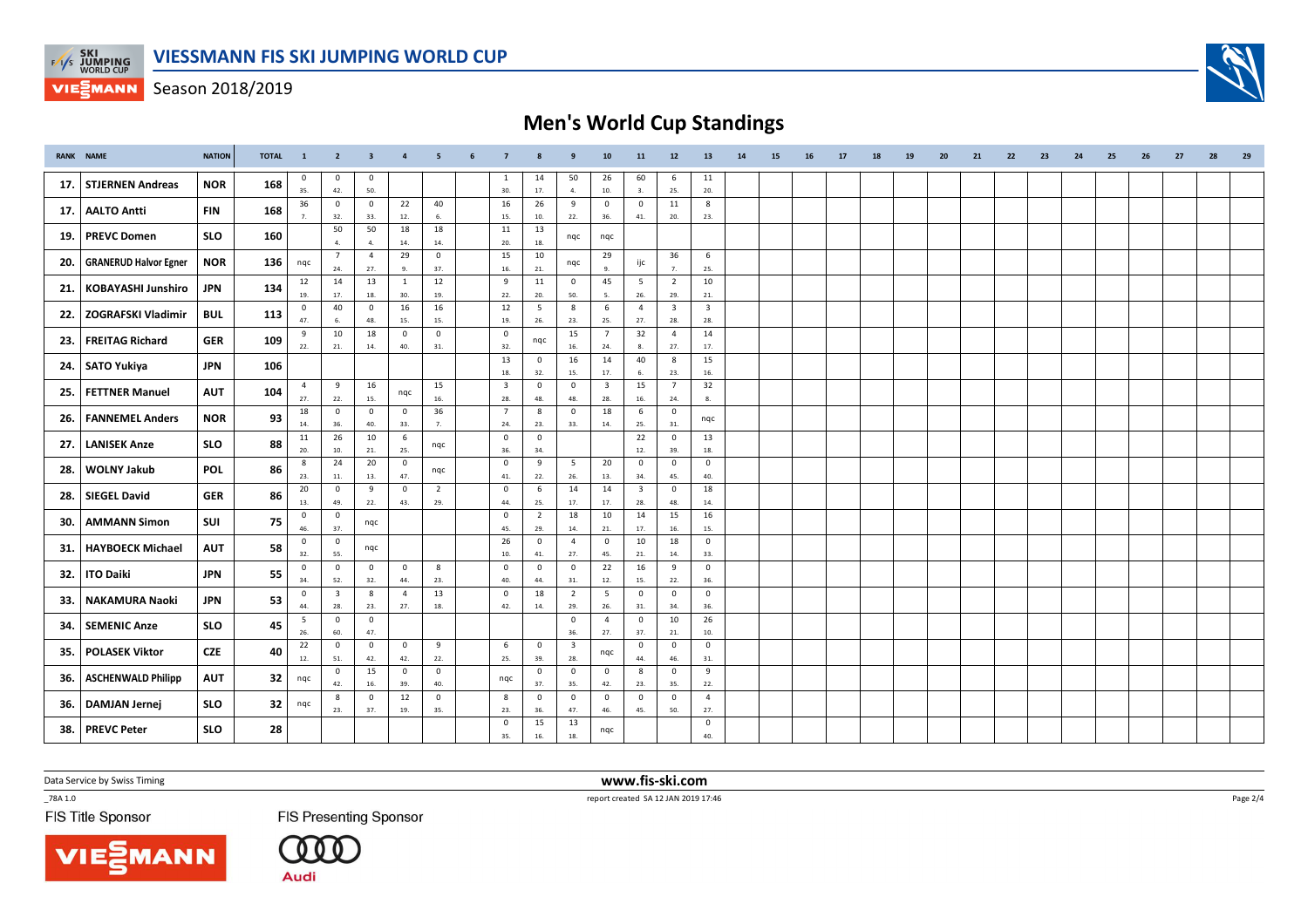# VIESSMANN FIS SKI JUMPING WORLD CUP

Season 2018/2019

## Men's World Cup Standings

| RANK | NAME | NATION | TOTAL | 1 | 2 | 3 | 4 | 5 | 6 | 7 | 8 | 9 | 10 | 11 | 12 | 13 | 14 | 15 | 16 | 17 | 18 | 19 | 20 | 21 | 22 | 23 | 24 | 25 | 26 | 27 | 28 | 29 |
|---|---|---|---|---|---|---|---|---|---|---|---|---|---|---|---|---|---|---|---|---|---|---|---|---|---|---|---|---|---|---|---|---|
| 17. | STJERNEN Andreas | NOR | 168 | 0 35. | 0 42. | 0 50. | | | | 1 30. | 14 17. | 50 4. | 26 10. | 60 3. | 6 25. | 11 20. | | | | | | | | | | | | | | | | |
| 17. | AALTO Antti | FIN | 168 | 36 7. | 0 32. | 0 33. | 22 12. | 40 6. | | 16 15. | 26 10. | 9 22. | 0 36. | 0 41. | 11 20. | 8 23. | | | | | | | | | | | | | | | | |
| 19. | PREVC Domen | SLO | 160 | | 50 4. | 50 4. | 18 14. | 18 14. | | 11 20. | 13 18. | nqc | nqc | | | | | | | | | | | | | | | | | | | |
| 20. | GRANERUD Halvor Egner | NOR | 136 | nqc | 7 24. | 4 27. | 29 9. | 0 37. | | 15 16. | 10 21. | nqc | 29 9. | ijc | 36 7. | 6 25. | | | | | | | | | | | | | | | | |
| 21. | KOBAYASHI Junshiro | JPN | 134 | 12 19. | 14 17. | 13 18. | 1 30. | 12 19. | | 9 22. | 11 20. | 0 50. | 45 5. | 5 26. | 2 29. | 10 21. | | | | | | | | | | | | | | | | |
| 22. | ZOGRAFSKI Vladimir | BUL | 113 | 0 47. | 40 6. | 0 48. | 16 15. | 16 15. | | 12 19. | 5 26. | 8 23. | 6 25. | 4 27. | 3 28. | 3 28. | | | | | | | | | | | | | | | | |
| 23. | FREITAG Richard | GER | 109 | 9 22. | 10 21. | 18 14. | 0 40. | 0 31. | | 0 32. | nqc | 15 16. | 7 24. | 32 8. | 4 27. | 14 17. | | | | | | | | | | | | | | | | |
| 24. | SATO Yukiya | JPN | 106 | | | | | | | 13 18. | 0 32. | 16 15. | 14 17. | 40 6. | 8 23. | 15 16. | | | | | | | | | | | | | | | | |
| 25. | FETTNER Manuel | AUT | 104 | 4 27. | 9 22. | 16 15. | nqc | 15 16. | | 3 28. | 0 48. | 0 48. | 3 28. | 15 16. | 7 24. | 32 8. | | | | | | | | | | | | | | | | |
| 26. | FANNEMEL Anders | NOR | 93 | 18 14. | 0 36. | 0 40. | 0 33. | 36 7. | | 7 24. | 8 23. | 0 33. | 18 14. | 6 25. | 0 31. | nqc | | | | | | | | | | | | | | | | |
| 27. | LANISEK Anze | SLO | 88 | 11 20. | 26 10. | 10 21. | 6 25. | nqc | | 0 36. | 0 34. | | | 22 12. | 0 39. | 13 18. | | | | | | | | | | | | | | | | |
| 28. | WOLNY Jakub | POL | 86 | 8 23. | 24 11. | 20 13. | 0 47. | nqc | | 0 41. | 9 22. | 5 26. | 20 13. | 0 34. | 0 45. | 0 40. | | | | | | | | | | | | | | | | |
| 28. | SIEGEL David | GER | 86 | 20 13. | 0 49. | 9 22. | 0 43. | 2 29. | | 0 44. | 6 25. | 14 17. | 14 17. | 3 28. | 0 48. | 18 14. | | | | | | | | | | | | | | | | |
| 30. | AMMANN Simon | SUI | 75 | 0 46. | 0 37. | nqc | | | | 0 45. | 2 29. | 18 14. | 10 21. | 14 17. | 15 16. | 16 15. | | | | | | | | | | | | | | | | |
| 31. | HAYBOECK Michael | AUT | 58 | 0 32. | 0 55. | nqc | | | | 26 10. | 0 41. | 4 27. | 0 45. | 10 21. | 18 14. | 0 33. | | | | | | | | | | | | | | | | |
| 32. | ITO Daiki | JPN | 55 | 0 34. | 0 52. | 0 32. | 0 44. | 8 23. | | 0 40. | 0 44. | 0 31. | 22 12. | 16 15. | 9 22. | 0 36. | | | | | | | | | | | | | | | | |
| 33. | NAKAMURA Naoki | JPN | 53 | 0 44. | 3 28. | 8 23. | 4 27. | 13 18. | | 0 42. | 18 14. | 2 29. | 5 26. | 0 31. | 0 34. | 0 36. | | | | | | | | | | | | | | | | |
| 34. | SEMENIC Anze | SLO | 45 | 5 26. | 0 60. | 0 47. | | | | | | 0 36. | 4 27. | 0 37. | 10 21. | 26 10. | | | | | | | | | | | | | | | | |
| 35. | POLASEK Viktor | CZE | 40 | 22 12. | 0 51. | 0 42. | 0 42. | 9 22. | | 6 25. | 0 39. | 3 28. | nqc | 0 44. | 0 46. | 0 31. | | | | | | | | | | | | | | | | |
| 36. | ASCHENWALD Philipp | AUT | 32 | nqc | 0 42. | 15 16. | 0 39. | 0 40. | | nqc | 0 37. | 0 35. | 0 42. | 8 23. | 0 35. | 9 22. | | | | | | | | | | | | | | | | |
| 36. | DAMJAN Jernej | SLO | 32 | nqc | 8 23. | 0 37. | 12 19. | 0 35. | | 8 23. | 0 36. | 0 47. | 0 46. | 0 45. | 0 50. | 4 27. | | | | | | | | | | | | | | | | |
| 38. | PREVC Peter | SLO | 28 | | | | | | | 0 35. | 15 16. | 13 18. | nqc | | | 0 40. | | | | | | | | | | | | | | | | |

Data Service by Swiss Timing

www.fis-ski.com

_78A 1.0

report created SA 12 JAN 2019 17:46

FIS Title Sponsor

FIS Presenting Sponsor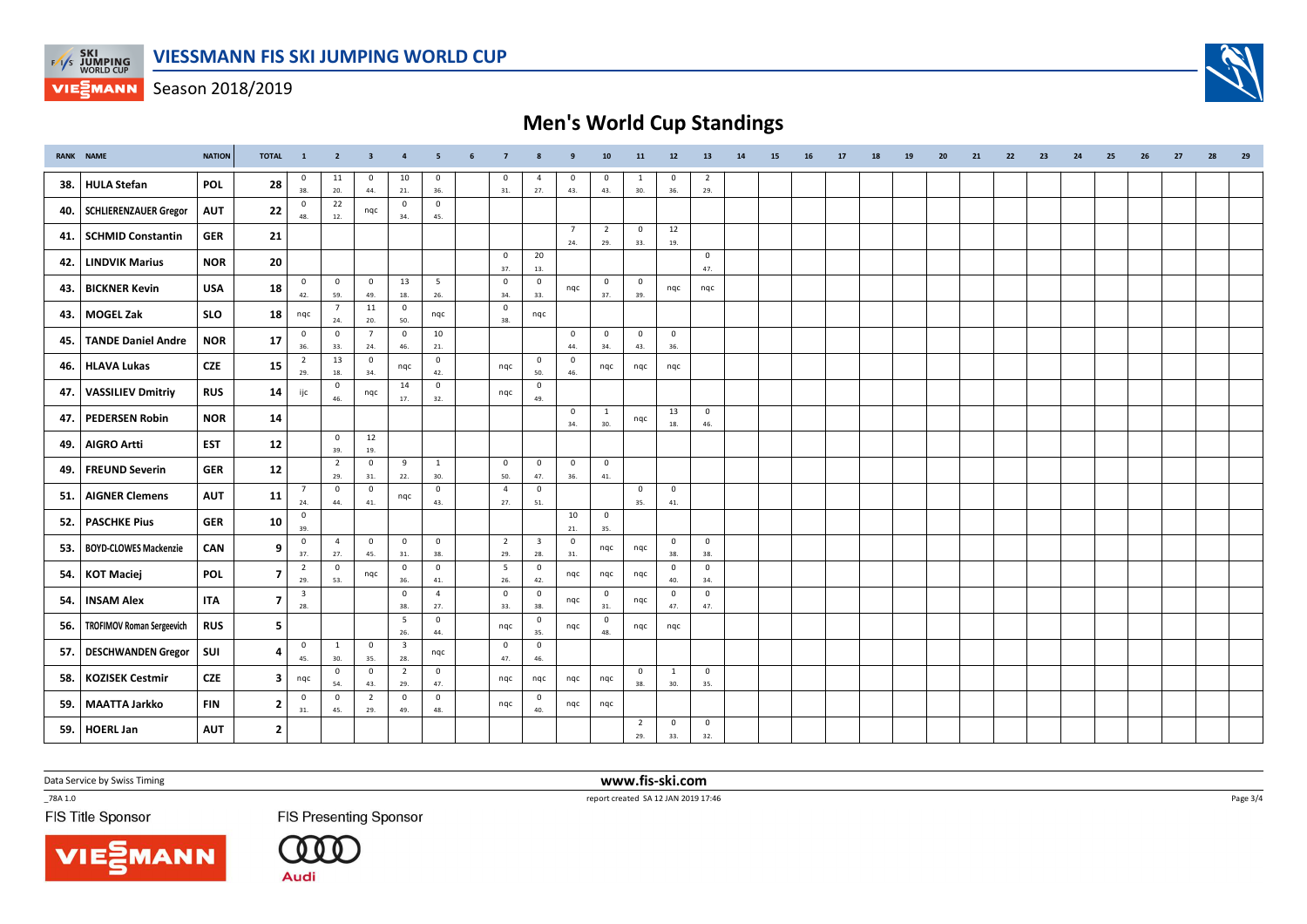# Men's World Cup Standings

VIESSMANN FIS SKI JUMPING WORLD CUP

Season 2018/2019

| RANK | NAME | NATION | TOTAL | 1 | 2 | 3 | 4 | 5 | 6 | 7 | 8 | 9 | 10 | 11 | 12 | 13 | 14 | 15 | 16 | 17 | 18 | 19 | 20 | 21 | 22 | 23 | 24 | 25 | 26 | 27 | 28 | 29 |
|---|---|---|---|---|---|---|---|---|---|---|---|---|---|---|---|---|---|---|---|---|---|---|---|---|---|---|---|---|---|---|---|---|
| 38. | HULA Stefan | POL | 28 | 0 38. | 11 20. | 0 44. | 10 21. | 0 36. | | 0 31. | 4 27. | 0 43. | 0 43. | 1 30. | 0 36. | 2 29. | | | | | | | | | | | | | | | | |
| 40. | SCHLIERENZAUER Gregor | AUT | 22 | 0 48. | 22 12. | nqc | 0 34. | 0 45. | | | | | | | | | | | | | | | | | | | | | | | | |
| 41. | SCHMID Constantin | GER | 21 | | | | | | | | | 7 24. | 2 29. | 0 33. | 12 19. | | | | | | | | | | | | | | | | | |
| 42. | LINDVIK Marius | NOR | 20 | | | | | | | 0 37. | 20 13. | | | | | 0 47. | | | | | | | | | | | | | | | | |
| 43. | BICKNER Kevin | USA | 18 | 0 42. | 0 59. | 0 49. | 13 18. | 5 26. | | 0 34. | 0 33. | nqc | 0 37. | 0 39. | nqc | nqc | | | | | | | | | | | | | | | | |
| 43. | MOGEL Zak | SLO | 18 | nqc | 7 24. | 11 20. | 0 50. | nqc | | 0 38. | nqc | | | | | | | | | | | | | | | | | | | | | |
| 45. | TANDE Daniel Andre | NOR | 17 | 0 36. | 0 33. | 7 24. | 0 46. | 10 21. | | | | 0 44. | 0 34. | 0 43. | 0 36. | | | | | | | | | | | | | | | | | |
| 46. | HLAVA Lukas | CZE | 15 | 2 29. | 13 18. | 0 34. | nqc | 0 42. | | nqc | 0 50. | 0 46. | nqc | nqc | nqc | | | | | | | | | | | | | | | | | |
| 47. | VASSILIEV Dmitriy | RUS | 14 | ijc | 0 46. | nqc | 14 17. | 0 32. | | nqc | 0 49. | | | | | | | | | | | | | | | | | | | | | |
| 47. | PEDERSEN Robin | NOR | 14 | | | | | | | | | 0 34. | 1 30. | nqc | 13 18. | 0 46. | | | | | | | | | | | | | | | | |
| 49. | AIGRO Artti | EST | 12 | | 0 39. | 12 19. | | | | | | | | | | | | | | | | | | | | | | | | | | |
| 49. | FREUND Severin | GER | 12 | | 2 29. | 0 31. | 9 22. | 1 30. | | 0 50. | 0 47. | 0 36. | 0 41. | | | | | | | | | | | | | | | | | | | |
| 51. | AIGNER Clemens | AUT | 11 | 7 24. | 0 44. | 0 41. | nqc | 0 43. | | 4 27. | 0 51. | | | 0 35. | 0 41. | | | | | | | | | | | | | | | | | |
| 52. | PASCHKE Pius | GER | 10 | 0 39. | | | | | | | | 10 21. | 0 35. | | | | | | | | | | | | | | | | | | | |
| 53. | BOYD-CLOWES Mackenzie | CAN | 9 | 0 37. | 4 27. | 0 45. | 0 31. | 0 38. | | 2 29. | 3 28. | 0 31. | nqc | nqc | 0 38. | 0 38. | | | | | | | | | | | | | | | | |
| 54. | KOT Maciej | POL | 7 | 2 29. | 0 53. | nqc | 0 36. | 0 41. | | 5 26. | 0 42. | nqc | nqc | nqc | 0 40. | 0 34. | | | | | | | | | | | | | | | | |
| 54. | INSAM Alex | ITA | 7 | 3 28. | | | 0 38. | 4 27. | | 0 33. | 0 38. | nqc | 0 31. | nqc | 0 47. | 0 47. | | | | | | | | | | | | | | | | |
| 56. | TROFIMOV Roman Sergeevich | RUS | 5 | | | | 5 26. | 0 44. | | nqc | 0 35. | nqc | 0 48. | nqc | nqc | | | | | | | | | | | | | | | | | |
| 57. | DESCHWANDEN Gregor | SUI | 4 | 0 45. | 1 30. | 0 35. | 3 28. | nqc | | 0 47. | 0 46. | | | | | | | | | | | | | | | | | | | | | |
| 58. | KOZISEK Cestmir | CZE | 3 | nqc | 0 54. | 0 43. | 2 29. | 0 47. | | nqc | nqc | nqc | nqc | 0 38. | 1 30. | 0 35. | | | | | | | | | | | | | | | | |
| 59. | MAATTA Jarkko | FIN | 2 | 0 31. | 0 45. | 2 29. | 0 49. | 0 48. | | nqc | 0 40. | nqc | nqc | | | | | | | | | | | | | | | | | | | |
| 59. | HOERL Jan | AUT | 2 | | | | | | | | | | | 2 29. | 0 33. | 0 32. | | | | | | | | | | | | | | | | |

Data Service by Swiss Timing

www.fis-ski.com

_78A 1.0

report created SA 12 JAN 2019 17:46

FIS Title Sponsor

FIS Presenting Sponsor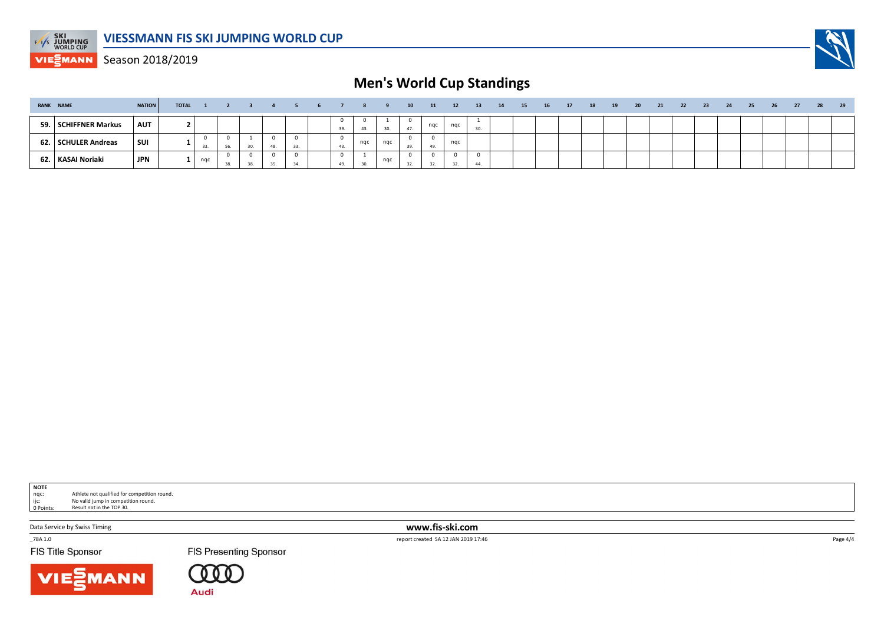# VIESSMANN FIS SKI JUMPING WORLD CUP

Season 2018/2019

## Men's World Cup Standings

| RANK | NAME | NATION | TOTAL | 1 | 2 | 3 | 4 | 5 | 6 | 7 | 8 | 9 | 10 | 11 | 12 | 13 | 14 | 15 | 16 | 17 | 18 | 19 | 20 | 21 | 22 | 23 | 24 | 25 | 26 | 27 | 28 | 29 |
|---|---|---|---|---|---|---|---|---|---|---|---|---|---|---|---|---|---|---|---|---|---|---|---|---|---|---|---|---|---|---|---|---|
| 59. | SCHIFFNER Markus | AUT | 2 | | | | | | | 0 39. | 0 43. | 1 30. | 0 47. | nqc | nqc | 1 30. | | | | | | | | | | | | | | | | |
| 62. | SCHULER Andreas | SUI | 1 | 0 33. | 0 56. | 1 30. | 0 48. | 0 33. | | 0 43. | nqc | nqc | 0 39. | 0 49. | nqc | | | | | | | | | | | | | | | | | |
| 62. | KASAI Noriaki | JPN | 1 | nqc | 0 38. | 0 38. | 0 35. | 0 34. | | 0 49. | 1 30. | nqc | 0 32. | 0 32. | 0 32. | 0 44. | | | | | | | | | | | | | | | | |

**NOTE**
nqc: Athlete not qualified for competition round.
ijc: No valid jump in competition round.
0 Points: Result not in the TOP 30.

Data Service by Swiss Timing

www.fis-ski.com

_78A 1.0

report created SA 12 JAN 2019 17:46

FIS Title Sponsor

FIS Presenting Sponsor